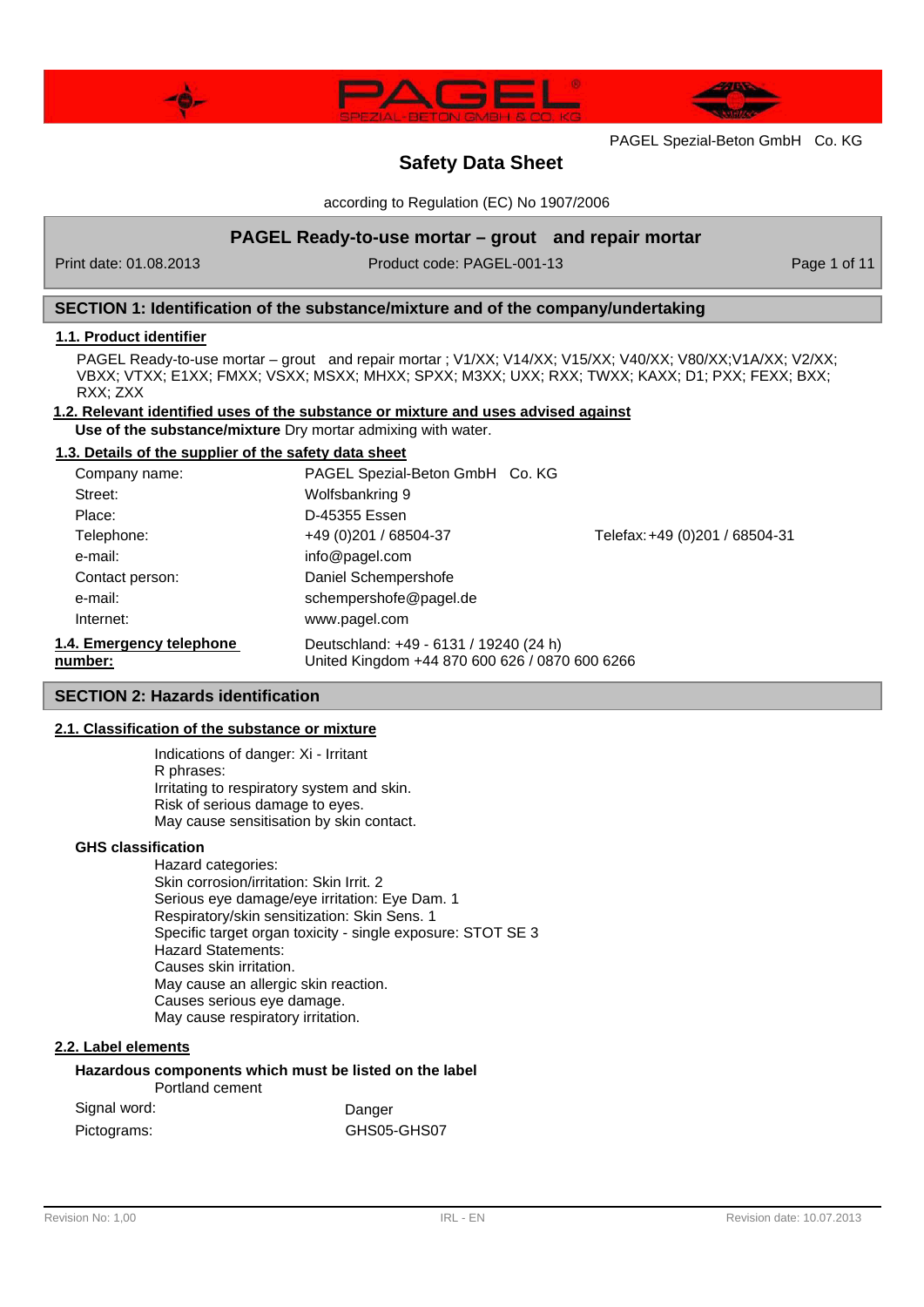PAGEL Spezial-Beton GmbH Co. KG

# Safety Data Sheet

according to Regulation (EC) No 1907/2006

## PAGEL Ready-to-use mortar – grout and repair mortar

Print date: 01.08.2013 | Product code: PAGEL-001-13

## SECTION 1: Identification of the substance/mixture and of the company/undertaking

### 1.1. Product identifier

PAGEL Ready-to-use mortar – grout and repair mortar ; V1/XX; V14/XX; V15/XX; V40/XX; V80/XX;V1A/XX; V2/XX; VBXX; VTXX; E1XX; FMXX; VSXX; MSXX; MHXX; SPXX; M3XX; UXX; RXX; TWXX; KAXX; D1; PXX; FEXX; BXX; RXX; ZXX

### 1.2. Relevant identified uses of the substance or mixture and uses advised against

**Use of the substance/mixture** Dry mortar admixing with water.

### 1.3. Details of the supplier of the safety data sheet

| | | |
|---|---|---|
| Company name: | PAGEL Spezial-Beton GmbH Co. KG | |
| Street: | Wolfsbankring 9 | |
| Place: | D-45355 Essen | |
| Telephone: | +49 (0)201 / 68504-37 | Telefax: +49 (0)201 / 68504-31 |
| e-mail: | info@pagel.com | |
| Contact person: | Daniel Schempershofe | |
| e-mail: | schempershofe@pagel.de | |
| Internet: | www.pagel.com | |

### 1.4. Emergency telephone number:

Deutschland: +49 - 6131 / 19240 (24 h)
United Kingdom +44 870 600 626 / 0870 600 6266

## SECTION 2: Hazards identification

### 2.1. Classification of the substance or mixture

Indications of danger: Xi - Irritant
R phrases:
Irritating to respiratory system and skin.
Risk of serious damage to eyes.
May cause sensitisation by skin contact.

**GHS classification**

Hazard categories:
Skin corrosion/irritation: Skin Irrit. 2
Serious eye damage/eye irritation: Eye Dam. 1
Respiratory/skin sensitization: Skin Sens. 1
Specific target organ toxicity - single exposure: STOT SE 3
Hazard Statements:
Causes skin irritation.
May cause an allergic skin reaction.
Causes serious eye damage.
May cause respiratory irritation.

### 2.2. Label elements

**Hazardous components which must be listed on the label**

Portland cement

Signal word: Danger

Pictograms: GHS05-GHS07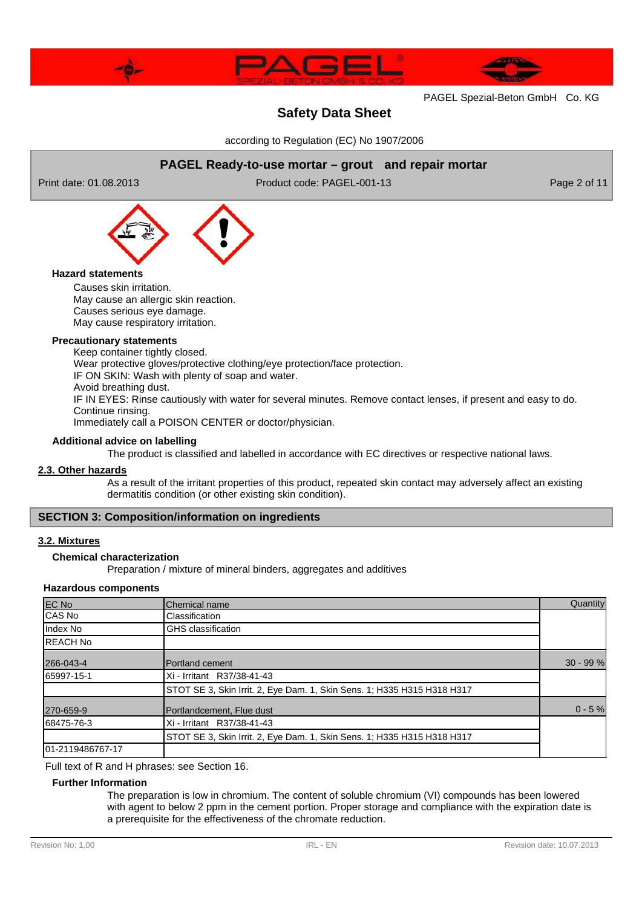**Hazard statements**

Causes skin irritation.
May cause an allergic skin reaction.
Causes serious eye damage.
May cause respiratory irritation.

**Precautionary statements**

Keep container tightly closed.
Wear protective gloves/protective clothing/eye protection/face protection.
IF ON SKIN: Wash with plenty of soap and water.
Avoid breathing dust.
IF IN EYES: Rinse cautiously with water for several minutes. Remove contact lenses, if present and easy to do. Continue rinsing.
Immediately call a POISON CENTER or doctor/physician.

**Additional advice on labelling**

The product is classified and labelled in accordance with EC directives or respective national laws.

## 2.3. Other hazards

As a result of the irritant properties of this product, repeated skin contact may adversely affect an existing dermatitis condition (or other existing skin condition).

## SECTION 3: Composition/information on ingredients

## 3.2. Mixtures

**Chemical characterization**

Preparation / mixture of mineral binders, aggregates and additives

**Hazardous components**

| EC No<br>CAS No<br>Index No<br>REACH No | Chemical name<br>Classification<br>GHS classification | Quantity |
|---|---|---|
| 266-043-4<br>65997-15-1 | Portland cement<br>Xi - Irritant R37/38-41-43<br>STOT SE 3, Skin Irrit. 2, Eye Dam. 1, Skin Sens. 1; H335 H315 H318 H317 | 30 - 99 % |
| 270-659-9<br>68475-76-3<br><br>01-2119486767-17 | Portlandcement, Flue dust<br>Xi - Irritant R37/38-41-43<br>STOT SE 3, Skin Irrit. 2, Eye Dam. 1, Skin Sens. 1; H335 H315 H318 H317 | 0 - 5 % |

Full text of R and H phrases: see Section 16.

**Further Information**

The preparation is low in chromium. The content of soluble chromium (VI) compounds has been lowered with agent to below 2 ppm in the cement portion. Proper storage and compliance with the expiration date is a prerequisite for the effectiveness of the chromate reduction.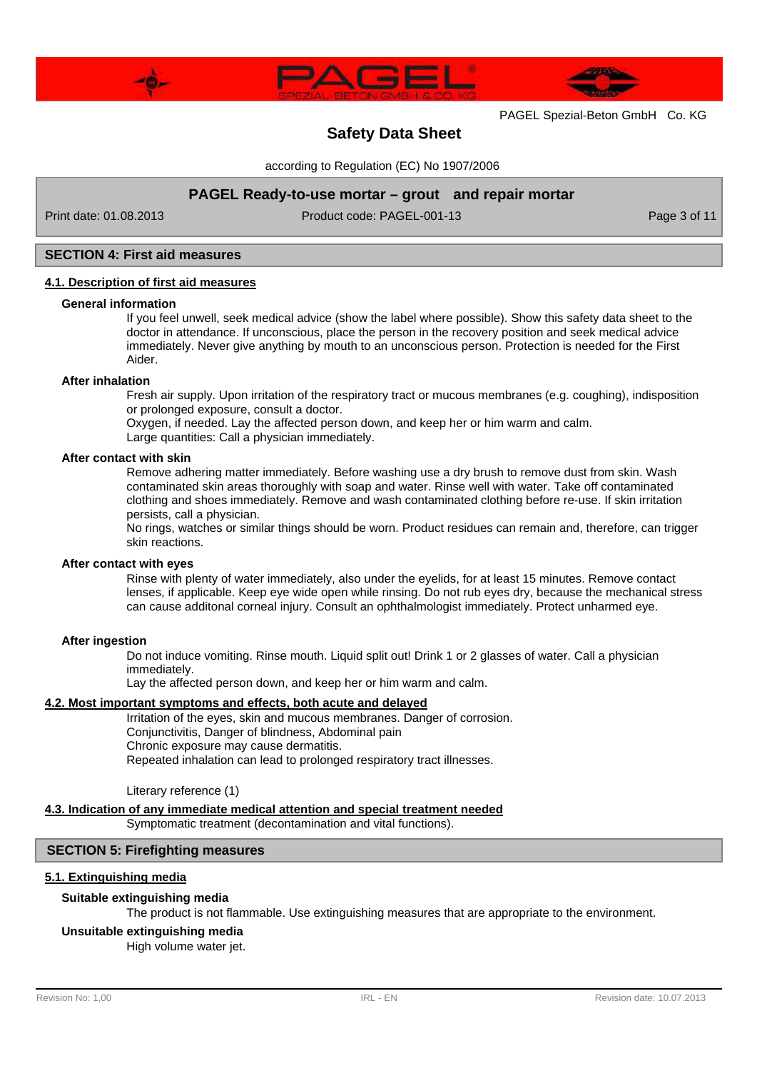## SECTION 4: First aid measures

### 4.1. Description of first aid measures

**General information**

If you feel unwell, seek medical advice (show the label where possible). Show this safety data sheet to the doctor in attendance. If unconscious, place the person in the recovery position and seek medical advice immediately. Never give anything by mouth to an unconscious person. Protection is needed for the First Aider.

**After inhalation**

Fresh air supply. Upon irritation of the respiratory tract or mucous membranes (e.g. coughing), indisposition or prolonged exposure, consult a doctor.
Oxygen, if needed. Lay the affected person down, and keep her or him warm and calm.
Large quantities: Call a physician immediately.

**After contact with skin**

Remove adhering matter immediately. Before washing use a dry brush to remove dust from skin. Wash contaminated skin areas thoroughly with soap and water. Rinse well with water. Take off contaminated clothing and shoes immediately. Remove and wash contaminated clothing before re-use. If skin irritation persists, call a physician.
No rings, watches or similar things should be worn. Product residues can remain and, therefore, can trigger skin reactions.

**After contact with eyes**

Rinse with plenty of water immediately, also under the eyelids, for at least 15 minutes. Remove contact lenses, if applicable. Keep eye wide open while rinsing. Do not rub eyes dry, because the mechanical stress can cause additonal corneal injury. Consult an ophthalmologist immediately. Protect unharmed eye.

**After ingestion**

Do not induce vomiting. Rinse mouth. Liquid split out! Drink 1 or 2 glasses of water. Call a physician immediately.
Lay the affected person down, and keep her or him warm and calm.

### 4.2. Most important symptoms and effects, both acute and delayed

Irritation of the eyes, skin and mucous membranes. Danger of corrosion.
Conjunctivitis, Danger of blindness, Abdominal pain
Chronic exposure may cause dermatitis.
Repeated inhalation can lead to prolonged respiratory tract illnesses.

Literary reference (1)

### 4.3. Indication of any immediate medical attention and special treatment needed

Symptomatic treatment (decontamination and vital functions).

## SECTION 5: Firefighting measures

### 5.1. Extinguishing media

**Suitable extinguishing media**

The product is not flammable. Use extinguishing measures that are appropriate to the environment.

**Unsuitable extinguishing media**

High volume water jet.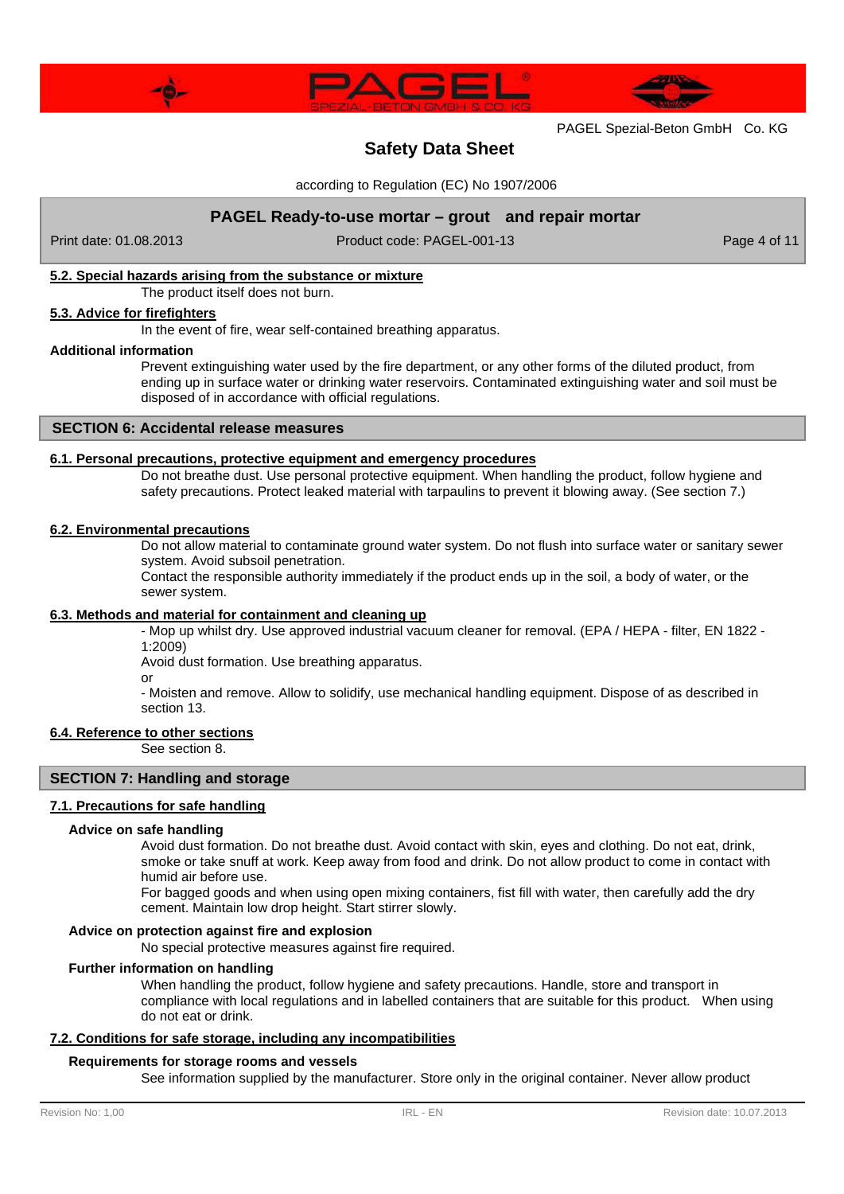#### 5.2. Special hazards arising from the substance or mixture

The product itself does not burn.

#### 5.3. Advice for firefighters

In the event of fire, wear self-contained breathing apparatus.

**Additional information**

Prevent extinguishing water used by the fire department, or any other forms of the diluted product, from ending up in surface water or drinking water reservoirs. Contaminated extinguishing water and soil must be disposed of in accordance with official regulations.

## SECTION 6: Accidental release measures

#### 6.1. Personal precautions, protective equipment and emergency procedures

Do not breathe dust. Use personal protective equipment. When handling the product, follow hygiene and safety precautions. Protect leaked material with tarpaulins to prevent it blowing away. (See section 7.)

#### 6.2. Environmental precautions

Do not allow material to contaminate ground water system. Do not flush into surface water or sanitary sewer system. Avoid subsoil penetration.

Contact the responsible authority immediately if the product ends up in the soil, a body of water, or the sewer system.

#### 6.3. Methods and material for containment and cleaning up

- Mop up whilst dry. Use approved industrial vacuum cleaner for removal. (EPA / HEPA - filter, EN 1822 - 1:2009)

Avoid dust formation. Use breathing apparatus.

or

- Moisten and remove. Allow to solidify, use mechanical handling equipment. Dispose of as described in section 13.

#### 6.4. Reference to other sections

See section 8.

## SECTION 7: Handling and storage

#### 7.1. Precautions for safe handling

**Advice on safe handling**

Avoid dust formation. Do not breathe dust. Avoid contact with skin, eyes and clothing. Do not eat, drink, smoke or take snuff at work. Keep away from food and drink. Do not allow product to come in contact with humid air before use.

For bagged goods and when using open mixing containers, fist fill with water, then carefully add the dry cement. Maintain low drop height. Start stirrer slowly.

**Advice on protection against fire and explosion**

No special protective measures against fire required.

**Further information on handling**

When handling the product, follow hygiene and safety precautions. Handle, store and transport in compliance with local regulations and in labelled containers that are suitable for this product. When using do not eat or drink.

#### 7.2. Conditions for safe storage, including any incompatibilities

**Requirements for storage rooms and vessels**

See information supplied by the manufacturer. Store only in the original container. Never allow product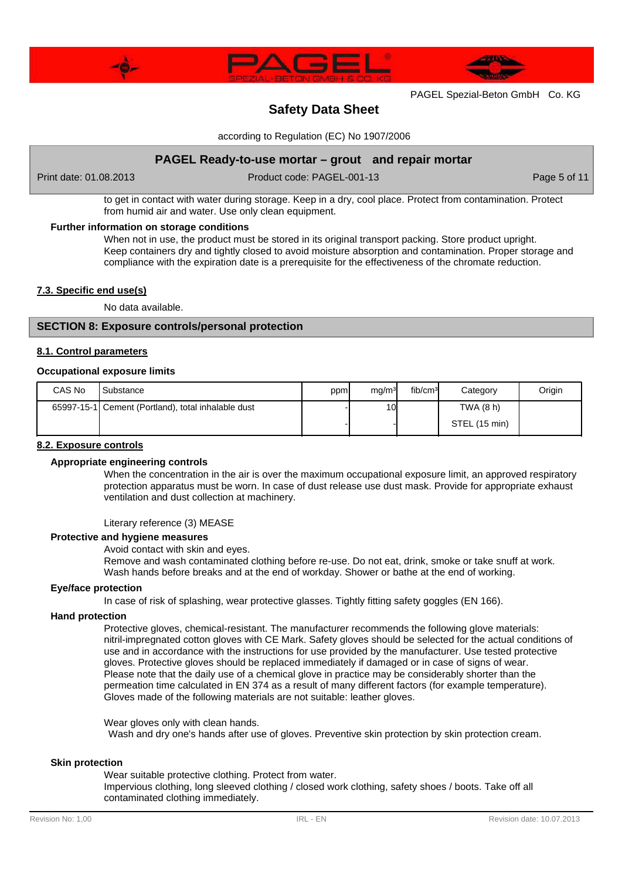to get in contact with water during storage. Keep in a dry, cool place. Protect from contamination. Protect from humid air and water. Use only clean equipment.

**Further information on storage conditions**

When not in use, the product must be stored in its original transport packing. Store product upright. Keep containers dry and tightly closed to avoid moisture absorption and contamination. Proper storage and compliance with the expiration date is a prerequisite for the effectiveness of the chromate reduction.

### 7.3. Specific end use(s)

No data available.

## SECTION 8: Exposure controls/personal protection

### 8.1. Control parameters

**Occupational exposure limits**

| CAS No | Substance | ppm | mg/m³ | fib/cm³ | Category | Origin |
|---|---|---|---|---|---|---|
| 65997-15-1 | Cement (Portland), total inhalable dust | - | 10 | | TWA (8 h) | |
| | | - | - | | STEL (15 min) | |

### 8.2. Exposure controls

**Appropriate engineering controls**

When the concentration in the air is over the maximum occupational exposure limit, an approved respiratory protection apparatus must be worn. In case of dust release use dust mask. Provide for appropriate exhaust ventilation and dust collection at machinery.

Literary reference (3) MEASE

**Protective and hygiene measures**

Avoid contact with skin and eyes.
Remove and wash contaminated clothing before re-use. Do not eat, drink, smoke or take snuff at work. Wash hands before breaks and at the end of workday. Shower or bathe at the end of working.

**Eye/face protection**

In case of risk of splashing, wear protective glasses. Tightly fitting safety goggles (EN 166).

**Hand protection**

Protective gloves, chemical-resistant. The manufacturer recommends the following glove materials: nitril-impregnated cotton gloves with CE Mark. Safety gloves should be selected for the actual conditions of use and in accordance with the instructions for use provided by the manufacturer. Use tested protective gloves. Protective gloves should be replaced immediately if damaged or in case of signs of wear. Please note that the daily use of a chemical glove in practice may be considerably shorter than the permeation time calculated in EN 374 as a result of many different factors (for example temperature). Gloves made of the following materials are not suitable: leather gloves.

Wear gloves only with clean hands.
Wash and dry one's hands after use of gloves. Preventive skin protection by skin protection cream.

**Skin protection**

Wear suitable protective clothing. Protect from water.
Impervious clothing, long sleeved clothing / closed work clothing, safety shoes / boots. Take off all contaminated clothing immediately.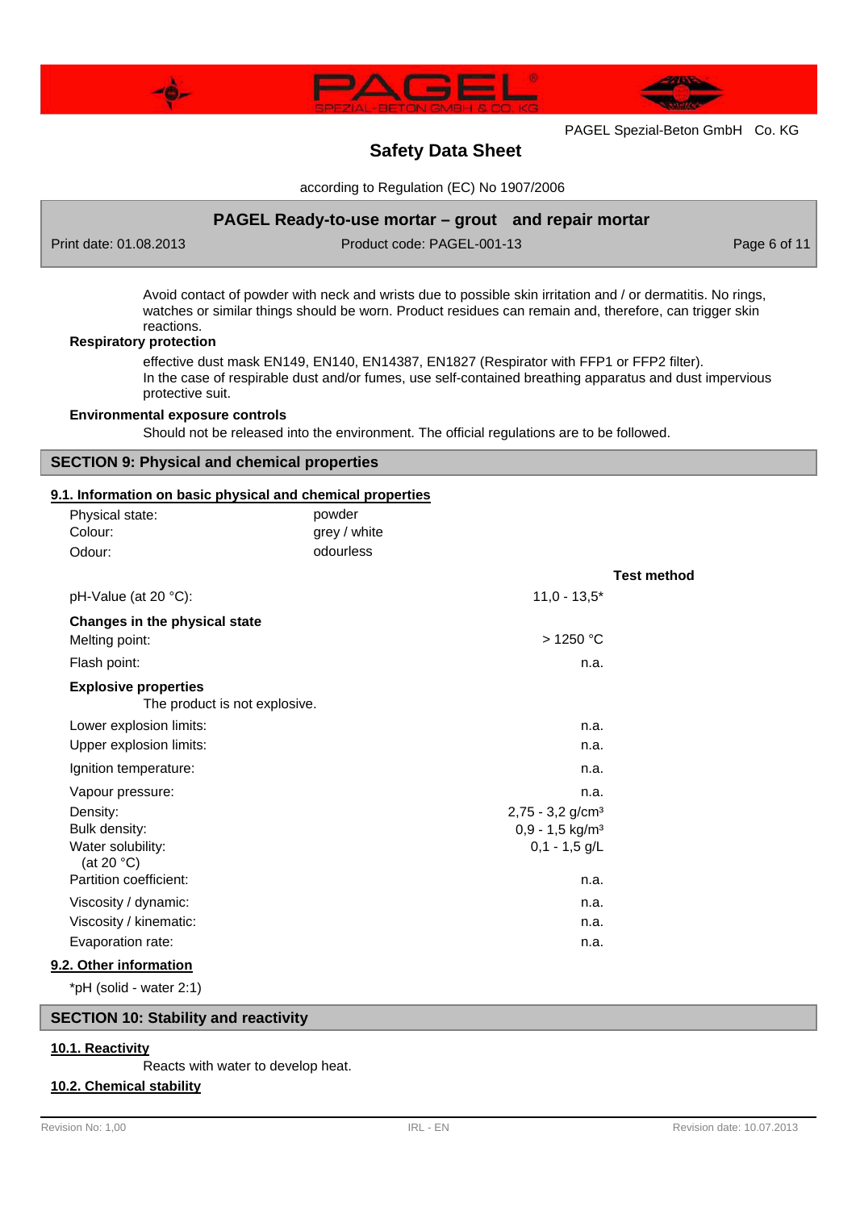Avoid contact of powder with neck and wrists due to possible skin irritation and / or dermatitis. No rings, watches or similar things should be worn. Product residues can remain and, therefore, can trigger skin reactions.

**Respiratory protection**

effective dust mask EN149, EN140, EN14387, EN1827 (Respirator with FFP1 or FFP2 filter).
In the case of respirable dust and/or fumes, use self-contained breathing apparatus and dust impervious protective suit.

**Environmental exposure controls**

Should not be released into the environment. The official regulations are to be followed.

## SECTION 9: Physical and chemical properties

### 9.1. Information on basic physical and chemical properties

| | |
|---|---|
| Physical state: | powder |
| Colour: | grey / white |
| Odour: | odourless |

| | | Test method |
|---|---|---|
| pH-Value (at 20 °C): | 11,0 - 13,5* | |
| **Changes in the physical state** | | |
| Melting point: | > 1250 °C | |
| Flash point: | n.a. | |
| **Explosive properties** | | |
| The product is not explosive. | | |
| Lower explosion limits: | n.a. | |
| Upper explosion limits: | n.a. | |
| Ignition temperature: | n.a. | |
| Vapour pressure: | n.a. | |
| Density: | 2,75 - 3,2 g/cm³ | |
| Bulk density: | 0,9 - 1,5 kg/m³ | |
| Water solubility: (at 20 °C) | 0,1 - 1,5 g/L | |
| Partition coefficient: | n.a. | |
| Viscosity / dynamic: | n.a. | |
| Viscosity / kinematic: | n.a. | |
| Evaporation rate: | n.a. | |

### 9.2. Other information

*pH (solid - water 2:1)

## SECTION 10: Stability and reactivity

### 10.1. Reactivity

Reacts with water to develop heat.

### 10.2. Chemical stability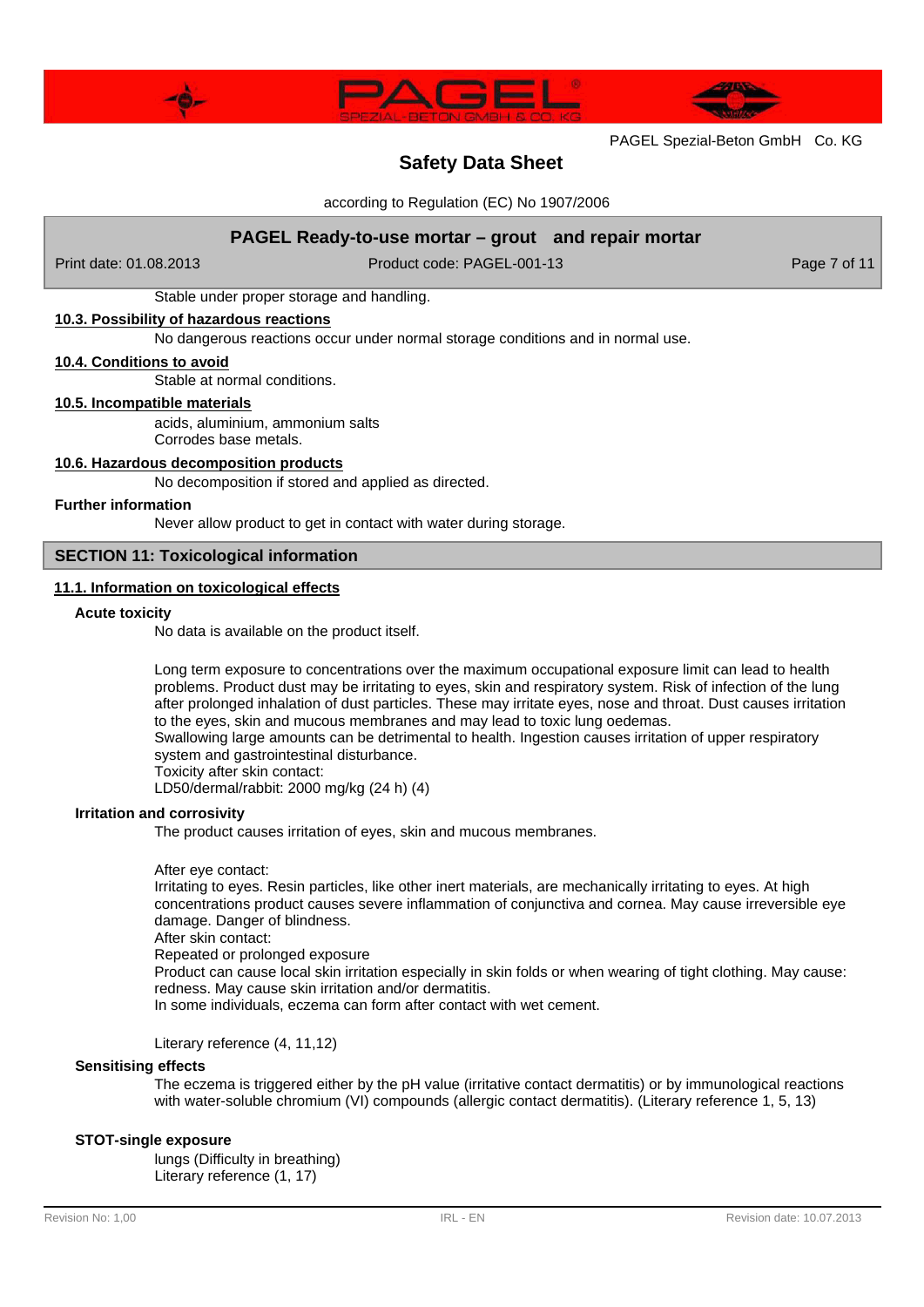Stable under proper storage and handling.

### 10.3. Possibility of hazardous reactions

No dangerous reactions occur under normal storage conditions and in normal use.

### 10.4. Conditions to avoid

Stable at normal conditions.

### 10.5. Incompatible materials

acids, aluminium, ammonium salts
Corrodes base metals.

### 10.6. Hazardous decomposition products

No decomposition if stored and applied as directed.

**Further information**

Never allow product to get in contact with water during storage.

## SECTION 11: Toxicological information

### 11.1. Information on toxicological effects

**Acute toxicity**

No data is available on the product itself.

Long term exposure to concentrations over the maximum occupational exposure limit can lead to health problems. Product dust may be irritating to eyes, skin and respiratory system. Risk of infection of the lung after prolonged inhalation of dust particles. These may irritate eyes, nose and throat. Dust causes irritation to the eyes, skin and mucous membranes and may lead to toxic lung oedemas.
Swallowing large amounts can be detrimental to health. Ingestion causes irritation of upper respiratory system and gastrointestinal disturbance.
Toxicity after skin contact:
LD50/dermal/rabbit: 2000 mg/kg (24 h) (4)

**Irritation and corrosivity**

The product causes irritation of eyes, skin and mucous membranes.

After eye contact:
Irritating to eyes. Resin particles, like other inert materials, are mechanically irritating to eyes. At high concentrations product causes severe inflammation of conjunctiva and cornea. May cause irreversible eye damage. Danger of blindness.
After skin contact:
Repeated or prolonged exposure
Product can cause local skin irritation especially in skin folds or when wearing of tight clothing. May cause: redness. May cause skin irritation and/or dermatitis.
In some individuals, eczema can form after contact with wet cement.

Literary reference (4, 11,12)

**Sensitising effects**

The eczema is triggered either by the pH value (irritative contact dermatitis) or by immunological reactions with water-soluble chromium (VI) compounds (allergic contact dermatitis). (Literary reference 1, 5, 13)

**STOT-single exposure**

lungs (Difficulty in breathing)
Literary reference (1, 17)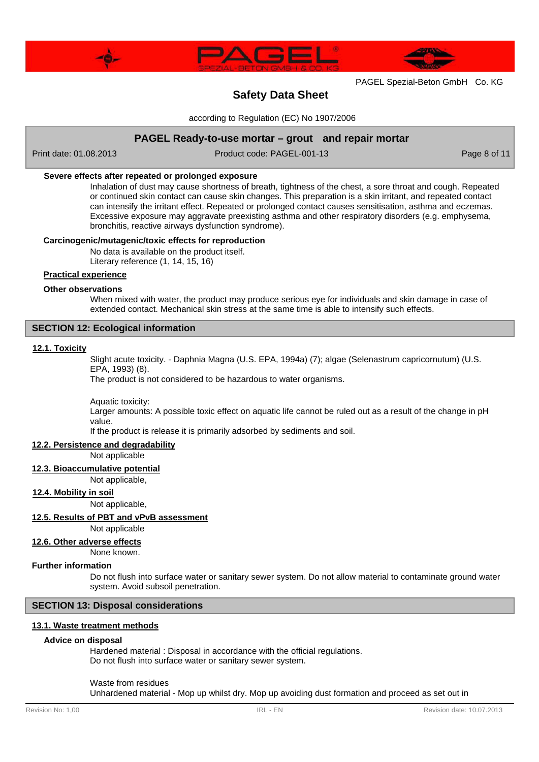**Severe effects after repeated or prolonged exposure**

Inhalation of dust may cause shortness of breath, tightness of the chest, a sore throat and cough. Repeated or continued skin contact can cause skin changes. This preparation is a skin irritant, and repeated contact can intensify the irritant effect. Repeated or prolonged contact causes sensitisation, asthma and eczemas. Excessive exposure may aggravate preexisting asthma and other respiratory disorders (e.g. emphysema, bronchitis, reactive airways dysfunction syndrome).

**Carcinogenic/mutagenic/toxic effects for reproduction**

No data is available on the product itself.
Literary reference (1, 14, 15, 16)

**Practical experience**

**Other observations**

When mixed with water, the product may produce serious eye for individuals and skin damage in case of extended contact. Mechanical skin stress at the same time is able to intensify such effects.

## SECTION 12: Ecological information

### 12.1. Toxicity

Slight acute toxicity. - Daphnia Magna (U.S. EPA, 1994a) (7); algae (Selenastrum capricornutum) (U.S. EPA, 1993) (8).
The product is not considered to be hazardous to water organisms.

Aquatic toxicity:
Larger amounts: A possible toxic effect on aquatic life cannot be ruled out as a result of the change in pH value.
If the product is release it is primarily adsorbed by sediments and soil.

### 12.2. Persistence and degradability

Not applicable

### 12.3. Bioaccumulative potential

Not applicable,

### 12.4. Mobility in soil

Not applicable,

### 12.5. Results of PBT and vPvB assessment

Not applicable

### 12.6. Other adverse effects

None known.

**Further information**

Do not flush into surface water or sanitary sewer system. Do not allow material to contaminate ground water system. Avoid subsoil penetration.

## SECTION 13: Disposal considerations

### 13.1. Waste treatment methods

**Advice on disposal**

Hardened material : Disposal in accordance with the official regulations.
Do not flush into surface water or sanitary sewer system.

Waste from residues
Unhardened material - Mop up whilst dry. Mop up avoiding dust formation and proceed as set out in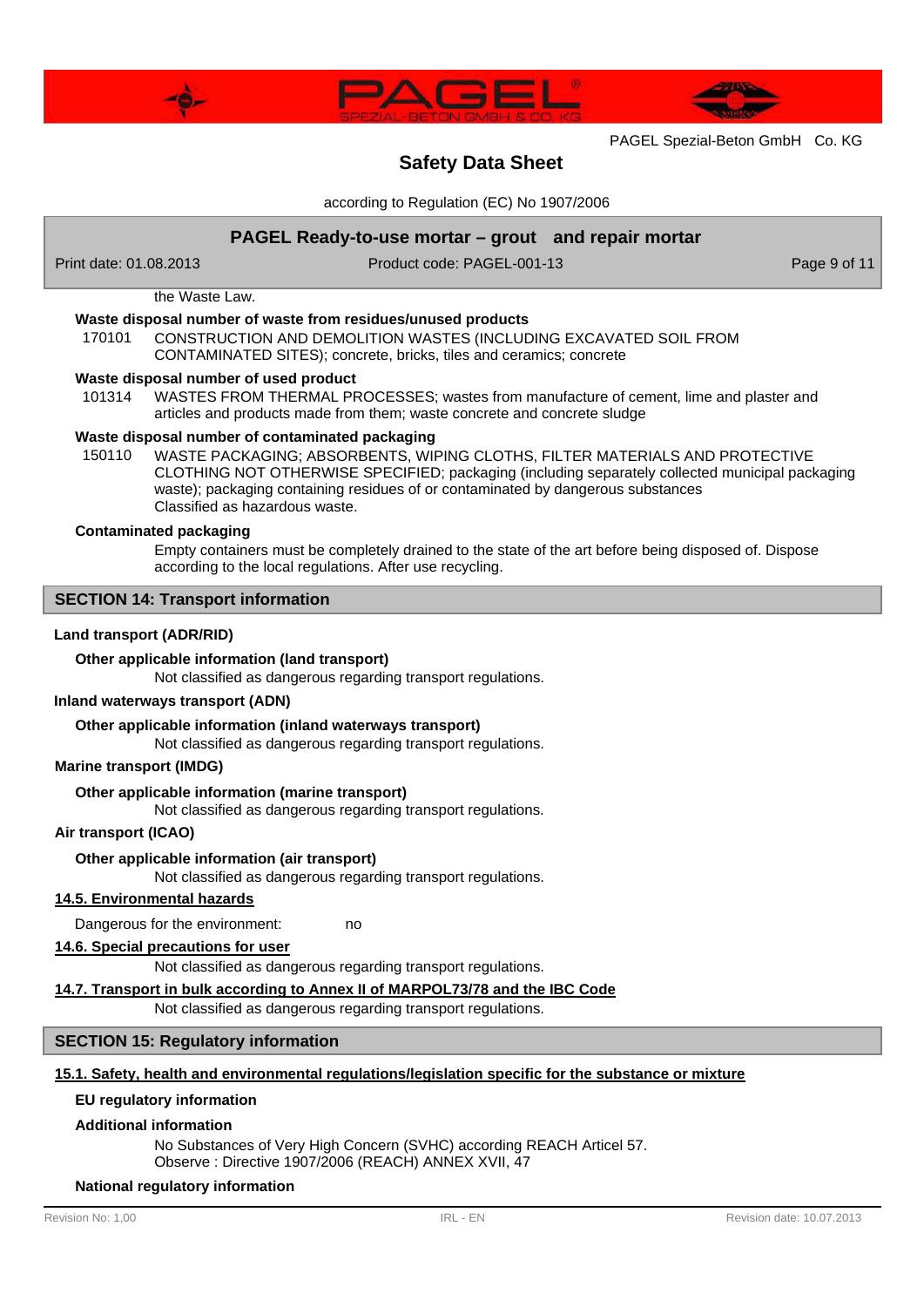the Waste Law.

**Waste disposal number of waste from residues/unused products**

170101 CONSTRUCTION AND DEMOLITION WASTES (INCLUDING EXCAVATED SOIL FROM CONTAMINATED SITES); concrete, bricks, tiles and ceramics; concrete

**Waste disposal number of used product**

101314 WASTES FROM THERMAL PROCESSES; wastes from manufacture of cement, lime and plaster and articles and products made from them; waste concrete and concrete sludge

**Waste disposal number of contaminated packaging**

150110 WASTE PACKAGING; ABSORBENTS, WIPING CLOTHS, FILTER MATERIALS AND PROTECTIVE CLOTHING NOT OTHERWISE SPECIFIED; packaging (including separately collected municipal packaging waste); packaging containing residues of or contaminated by dangerous substances
Classified as hazardous waste.

**Contaminated packaging**

Empty containers must be completely drained to the state of the art before being disposed of. Dispose according to the local regulations. After use recycling.

## SECTION 14: Transport information

**Land transport (ADR/RID)**

**Other applicable information (land transport)**

Not classified as dangerous regarding transport regulations.

**Inland waterways transport (ADN)**

**Other applicable information (inland waterways transport)**

Not classified as dangerous regarding transport regulations.

**Marine transport (IMDG)**

**Other applicable information (marine transport)**

Not classified as dangerous regarding transport regulations.

**Air transport (ICAO)**

**Other applicable information (air transport)**

Not classified as dangerous regarding transport regulations.

**14.5. Environmental hazards**

Dangerous for the environment: no

**14.6. Special precautions for user**

Not classified as dangerous regarding transport regulations.

**14.7. Transport in bulk according to Annex II of MARPOL73/78 and the IBC Code**

Not classified as dangerous regarding transport regulations.

## SECTION 15: Regulatory information

**15.1. Safety, health and environmental regulations/legislation specific for the substance or mixture**

**EU regulatory information**

**Additional information**

No Substances of Very High Concern (SVHC) according REACH Articel 57.
Observe : Directive 1907/2006 (REACH) ANNEX XVII, 47

**National regulatory information**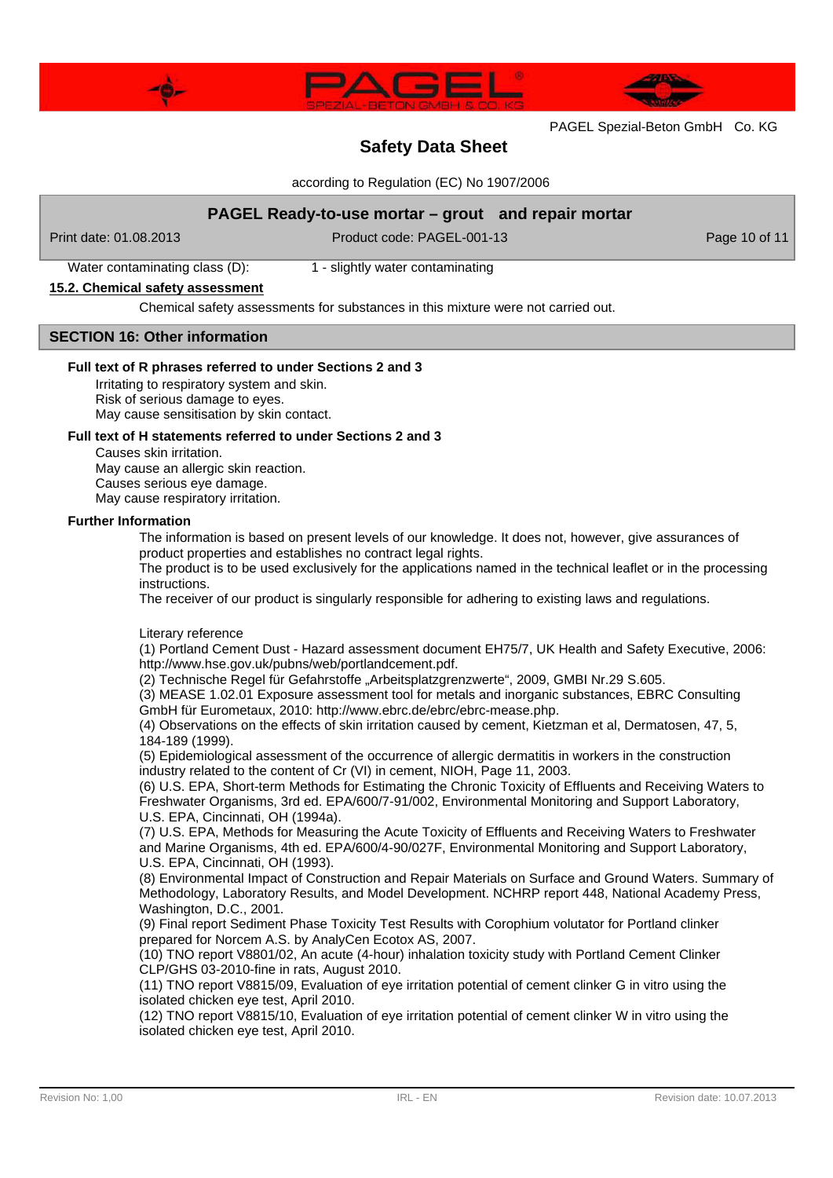Water contaminating class (D): 1 - slightly water contaminating

### 15.2. Chemical safety assessment

Chemical safety assessments for substances in this mixture were not carried out.

## SECTION 16: Other information

**Full text of R phrases referred to under Sections 2 and 3**

Irritating to respiratory system and skin.
Risk of serious damage to eyes.
May cause sensitisation by skin contact.

**Full text of H statements referred to under Sections 2 and 3**

Causes skin irritation.
May cause an allergic skin reaction.
Causes serious eye damage.
May cause respiratory irritation.

**Further Information**

The information is based on present levels of our knowledge. It does not, however, give assurances of product properties and establishes no contract legal rights.
The product is to be used exclusively for the applications named in the technical leaflet or in the processing instructions.
The receiver of our product is singularly responsible for adhering to existing laws and regulations.

Literary reference
(1) Portland Cement Dust - Hazard assessment document EH75/7, UK Health and Safety Executive, 2006: http://www.hse.gov.uk/pubns/web/portlandcement.pdf.
(2) Technische Regel für Gefahrstoffe „Arbeitsplatzgrenzwerte", 2009, GMBI Nr.29 S.605.
(3) MEASE 1.02.01 Exposure assessment tool for metals and inorganic substances, EBRC Consulting GmbH für Eurometaux, 2010: http://www.ebrc.de/ebrc/ebrc-mease.php.
(4) Observations on the effects of skin irritation caused by cement, Kietzman et al, Dermatosen, 47, 5, 184-189 (1999).
(5) Epidemiological assessment of the occurrence of allergic dermatitis in workers in the construction industry related to the content of Cr (VI) in cement, NIOH, Page 11, 2003.
(6) U.S. EPA, Short-term Methods for Estimating the Chronic Toxicity of Effluents and Receiving Waters to Freshwater Organisms, 3rd ed. EPA/600/7-91/002, Environmental Monitoring and Support Laboratory, U.S. EPA, Cincinnati, OH (1994a).
(7) U.S. EPA, Methods for Measuring the Acute Toxicity of Effluents and Receiving Waters to Freshwater and Marine Organisms, 4th ed. EPA/600/4-90/027F, Environmental Monitoring and Support Laboratory, U.S. EPA, Cincinnati, OH (1993).
(8) Environmental Impact of Construction and Repair Materials on Surface and Ground Waters. Summary of Methodology, Laboratory Results, and Model Development. NCHRP report 448, National Academy Press, Washington, D.C., 2001.
(9) Final report Sediment Phase Toxicity Test Results with Corophium volutator for Portland clinker prepared for Norcem A.S. by AnalyCen Ecotox AS, 2007.
(10) TNO report V8801/02, An acute (4-hour) inhalation toxicity study with Portland Cement Clinker CLP/GHS 03-2010-fine in rats, August 2010.
(11) TNO report V8815/09, Evaluation of eye irritation potential of cement clinker G in vitro using the isolated chicken eye test, April 2010.
(12) TNO report V8815/10, Evaluation of eye irritation potential of cement clinker W in vitro using the isolated chicken eye test, April 2010.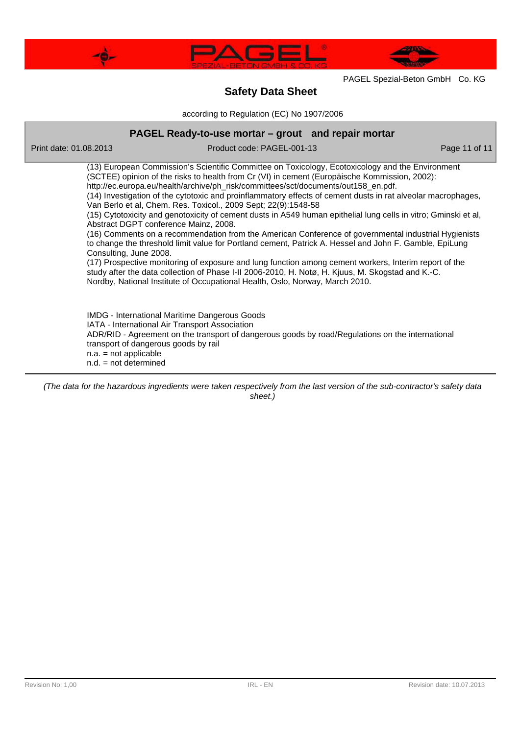(13) European Commission's Scientific Committee on Toxicology, Ecotoxicology and the Environment (SCTEE) opinion of the risks to health from Cr (VI) in cement (Europäische Kommission, 2002): http://ec.europa.eu/health/archive/ph_risk/committees/sct/documents/out158_en.pdf.
(14) Investigation of the cytotoxic and proinflammatory effects of cement dusts in rat alveolar macrophages, Van Berlo et al, Chem. Res. Toxicol., 2009 Sept; 22(9):1548-58
(15) Cytotoxicity and genotoxicity of cement dusts in A549 human epithelial lung cells in vitro; Gminski et al, Abstract DGPT conference Mainz, 2008.
(16) Comments on a recommendation from the American Conference of governmental industrial Hygienists to change the threshold limit value for Portland cement, Patrick A. Hessel and John F. Gamble, EpiLung Consulting, June 2008.
(17) Prospective monitoring of exposure and lung function among cement workers, Interim report of the study after the data collection of Phase I-II 2006-2010, H. Notø, H. Kjuus, M. Skogstad and K.-C. Nordby, National Institute of Occupational Health, Oslo, Norway, March 2010.

IMDG - International Maritime Dangerous Goods
IATA - International Air Transport Association
ADR/RID - Agreement on the transport of dangerous goods by road/Regulations on the international transport of dangerous goods by rail
n.a. = not applicable
n.d. = not determined

*(The data for the hazardous ingredients were taken respectively from the last version of the sub-contractor's safety data sheet.)*